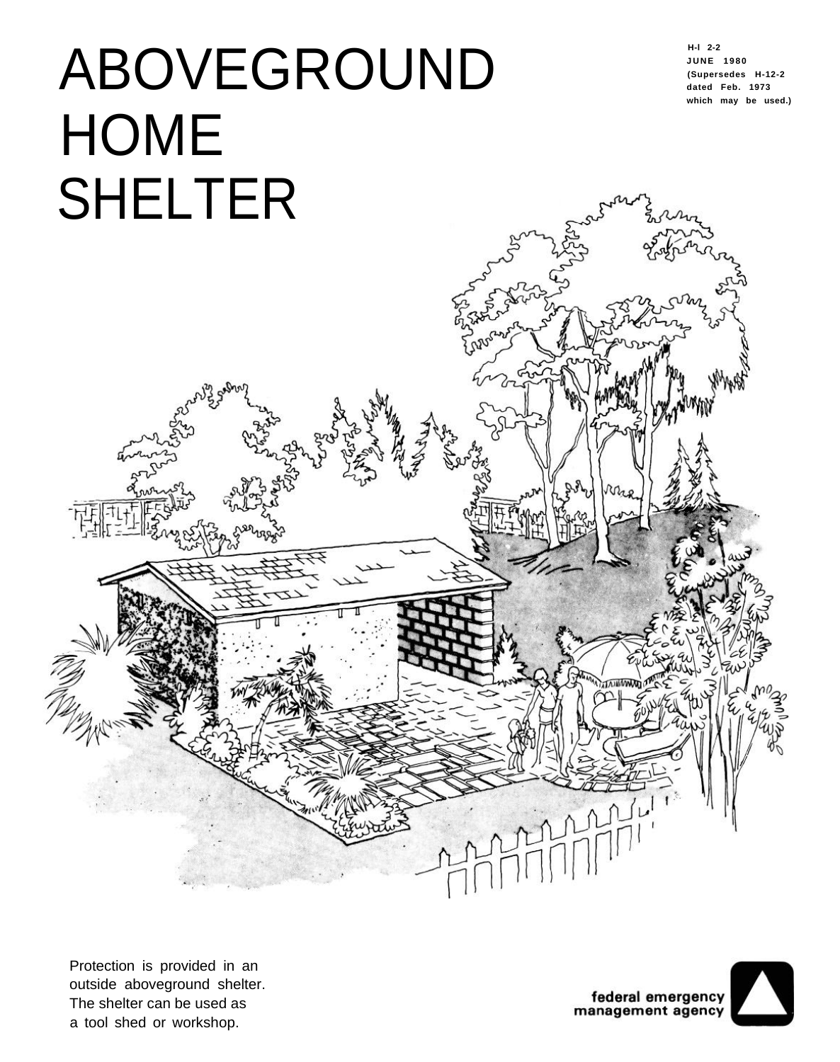# ABOVEGROUND HOME SHELTER

H-l 2-2
JUNE 1980
(Supersedes H-12-2 dated Feb. 1973 which may be used.)

Protection is provided in an outside aboveground shelter. The shelter can be used as a tool shed or workshop.

federal emergency management agency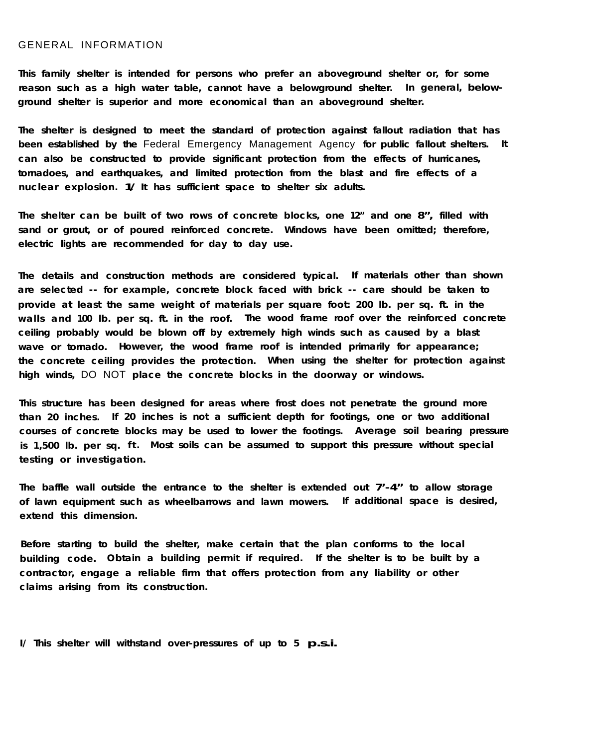## GENERAL INFORMATION

This family shelter is intended for persons who prefer an aboveground shelter or, for some reason such as a high water table, cannot have a belowground shelter. In general, belowground shelter is superior and more economical than an aboveground shelter.

The shelter is designed to meet the standard of protection against fallout radiation that has been established by the Federal Emergency Management Agency for public fallout shelters. It can also be constructed to provide significant protection from the effects of hurricanes, tornadoes, and earthquakes, and limited protection from the blast and fire effects of a nuclear explosion. 1/ It has sufficient space to shelter six adults.

The shelter can be built of two rows of concrete blocks, one 12" and one 8", filled with sand or grout, or of poured reinforced concrete. Windows have been omitted; therefore, electric lights are recommended for day to day use.

The details and construction methods are considered typical. If materials other than shown are selected -- for example, concrete block faced with brick -- care should be taken to provide at least the same weight of materials per square foot: 200 lb. per sq. ft. in the walls and 100 lb. per sq. ft. in the roof. The wood frame roof over the reinforced concrete ceiling probably would be blown off by extremely high winds such as caused by a blast wave or tornado. However, the wood frame roof is intended primarily for appearance; the concrete ceiling provides the protection. When using the shelter for protection against high winds, DO NOT place the concrete blocks in the doorway or windows.

This structure has been designed for areas where frost does not penetrate the ground more than 20 inches. If 20 inches is not a sufficient depth for footings, one or two additional courses of concrete blocks may be used to lower the footings. Average soil bearing pressure is 1,500 lb. per sq. ft. Most soils can be assumed to support this pressure without special testing or investigation.

The baffle wall outside the entrance to the shelter is extended out 7'-4" to allow storage of lawn equipment such as wheelbarrows and lawn mowers. If additional space is desired, extend this dimension.

Before starting to build the shelter, make certain that the plan conforms to the local building code. Obtain a building permit if required. If the shelter is to be built by a contractor, engage a reliable firm that offers protection from any liability or other claims arising from its construction.

1/ This shelter will withstand over-pressures of up to 5 p.s.i.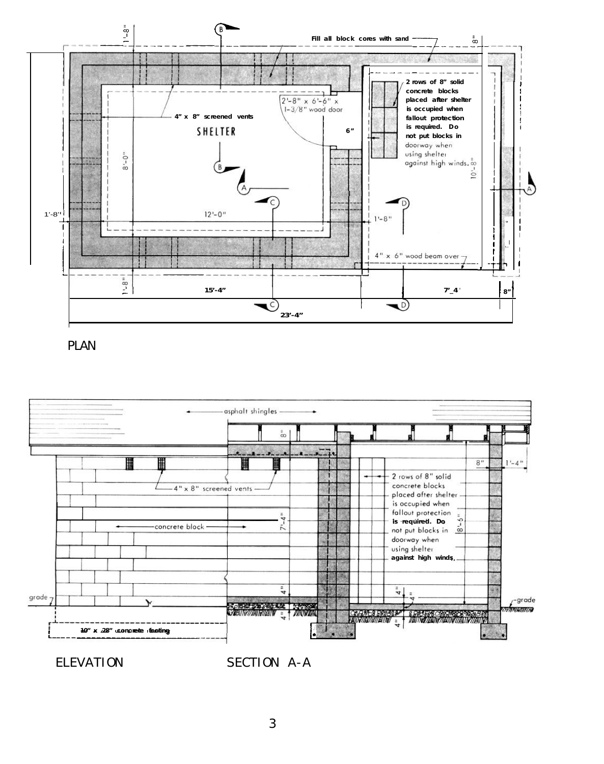Fill all block cores with sand

2 rows of 8" solid concrete blocks placed after shelter is occupied when fallout protection is required. Do not put blocks in doorway when using shelter against high winds.

2'-8" x 6'-6" x 1-3/8" wood door

4" x 8" screened vents

SHELTER

6"

8'-0"

10'-8"

12'-0"

1'-8"

1'-8"

1'-8"

1'-8"

8"

4" x 6" wood beam over

15'-4"

7'-4"

8"

23'-4"

PLAN

asphalt shingles

8"

8"

1'-4"

4" x 8" screened vents

concrete block

7'-4"

2 rows of 8" solid concrete blocks placed after shelter is occupied when fallout protection is required. Do not put blocks in doorway when using shelter against high winds.

8'-6"

4"

4"

4"

4"

grade

grade

10" x 28" concrete footing

ELEVATION

SECTION A-A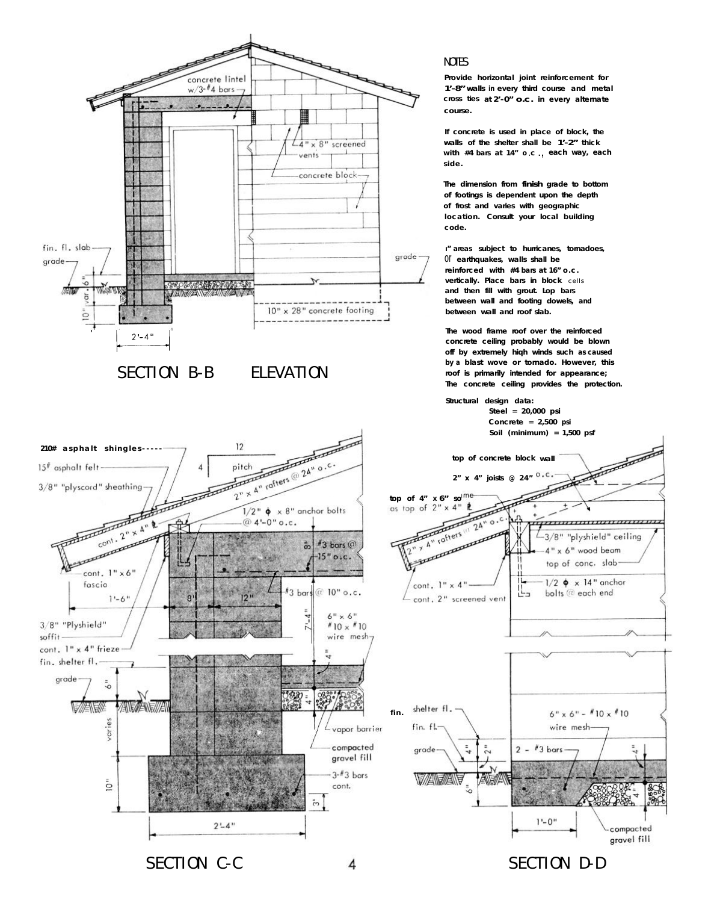## NOTES

**Provide horizontal joint reinforcement for 1'-8" walls in every third course and metal cross ties at 2'-0" o.c. in every alternate course.**

**If concrete is used in place of block, the walls of the shelter shall be 1'-2" thick with #4 bars at 14" o.c., each way, each side.**

**The dimension from finish grade to bottom of footings is dependent upon the depth of frost and varies with geographic location. Consult your local building code.**

**In areas subject to hurricanes, tornadoes, or earthquakes, walls shall be reinforced with #4 bars at 16" o.c. vertically. Place bars in block cells and then fill with grout. Lap bars between wall and footing dowels, and between wall and roof slab.**

**The wood frame roof over the reinforced concrete ceiling probably would be blown off by extremely high winds such as caused by a blast wave or tornado. However, this roof is primarily intended for appearance; The concrete ceiling provides the protection.**

**Structural design data:**

- **Steel = 20,000 psi**
- **Concrete = 2,500 psi**
- **Soil (minimum) = 1,500 psf**

SECTION B-B ELEVATION

SECTION C-C

SECTION D-D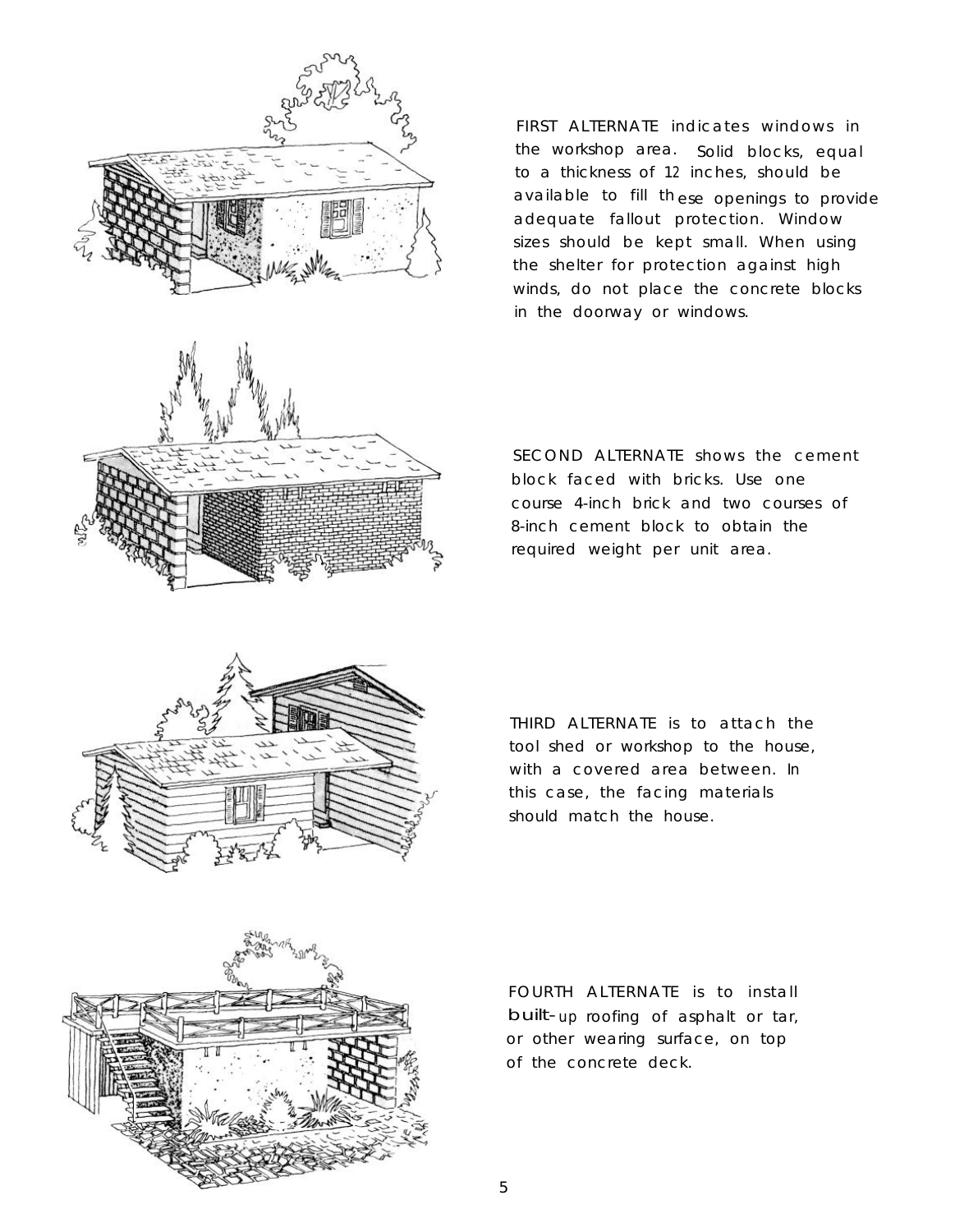FIRST ALTERNATE indicates windows in the workshop area. Solid blocks, equal to a thickness of 12 inches, should be available to fill these openings to provide adequate fallout protection. Window sizes should be kept small. When using the shelter for protection against high winds, do not place the concrete blocks in the doorway or windows.

SECOND ALTERNATE shows the cement block faced with bricks. Use one course 4-inch brick and two courses of 8-inch cement block to obtain the required weight per unit area.

THIRD ALTERNATE is to attach the tool shed or workshop to the house, with a covered area between. In this case, the facing materials should match the house.

FOURTH ALTERNATE is to install built-up roofing of asphalt or tar, or other wearing surface, on top of the concrete deck.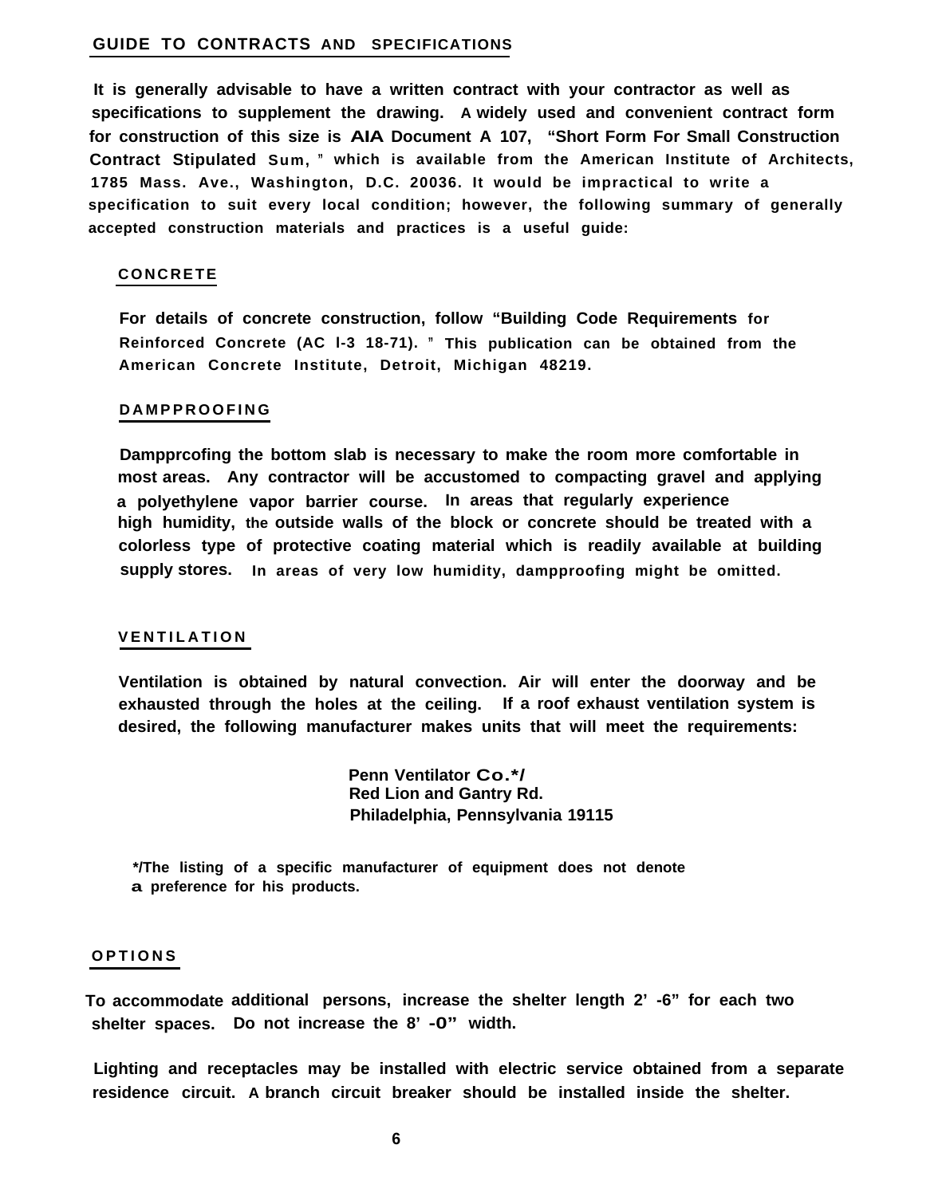## GUIDE TO CONTRACTS AND SPECIFICATIONS

It is generally advisable to have a written contract with your contractor as well as specifications to supplement the drawing. A widely used and convenient contract form for construction of this size is AIA Document A 107, "Short Form For Small Construction Contract Stipulated Sum," which is available from the American Institute of Architects, 1785 Mass. Ave., Washington, D.C. 20036. It would be impractical to write a specification to suit every local condition; however, the following summary of generally accepted construction materials and practices is a useful guide:

### CONCRETE

For details of concrete construction, follow "Building Code Requirements for Reinforced Concrete (AC I-3 18-71)." This publication can be obtained from the American Concrete Institute, Detroit, Michigan 48219.

### DAMPPROOFING

Dampprcofing the bottom slab is necessary to make the room more comfortable in most areas. Any contractor will be accustomed to compacting gravel and applying a polyethylene vapor barrier course. In areas that regularly experience high humidity, the outside walls of the block or concrete should be treated with a colorless type of protective coating material which is readily available at building supply stores. In areas of very low humidity, dampproofing might be omitted.

### VENTILATION

Ventilation is obtained by natural convection. Air will enter the doorway and be exhausted through the holes at the ceiling. If a roof exhaust ventilation system is desired, the following manufacturer makes units that will meet the requirements:

Penn Ventilator Co.*/
Red Lion and Gantry Rd.
Philadelphia, Pennsylvania 19115

*/The listing of a specific manufacturer of equipment does not denote a preference for his products.

### OPTIONS

To accommodate additional persons, increase the shelter length 2' -6" for each two shelter spaces. Do not increase the 8' -0" width.

Lighting and receptacles may be installed with electric service obtained from a separate residence circuit. A branch circuit breaker should be installed inside the shelter.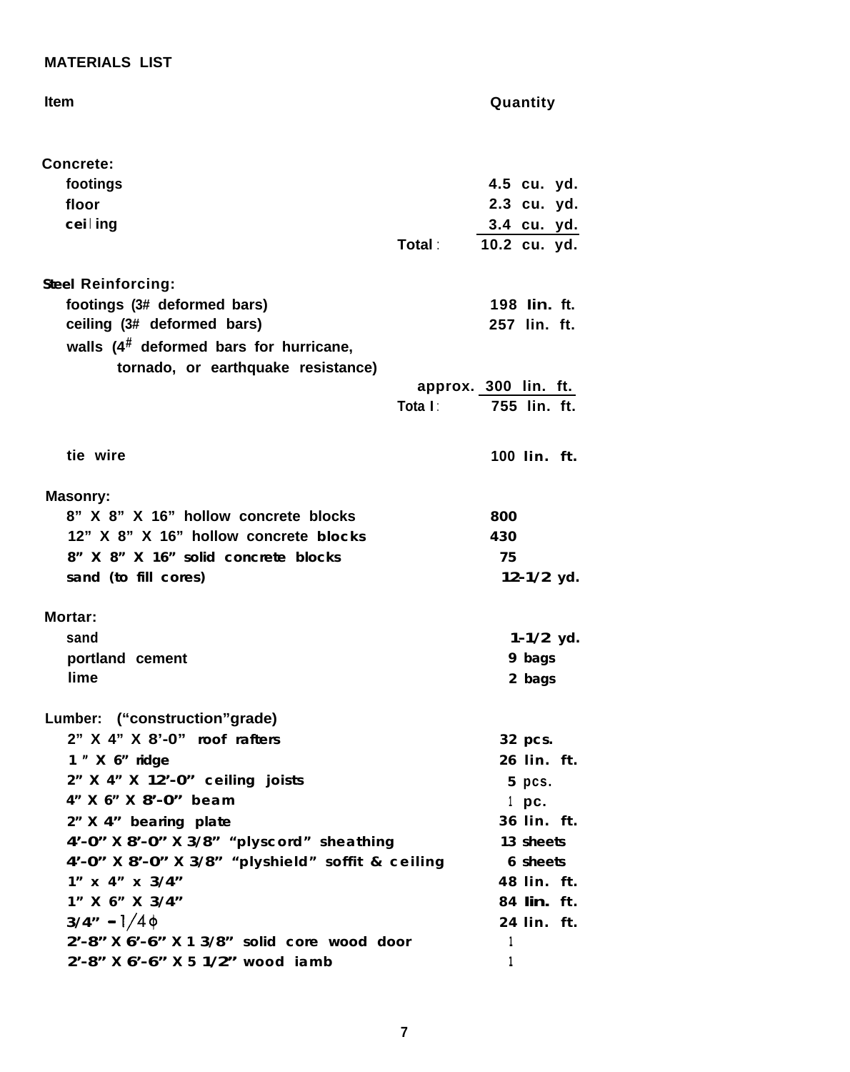## MATERIALS LIST

| Item | | Quantity |
|---|---|---|
| **Concrete:** | | |
| footings | | 4.5 cu. yd. |
| floor | | 2.3 cu. yd. |
| ceiling | | 3.4 cu. yd. |
| | Total: | 10.2 cu. yd. |
| **Steel Reinforcing:** | | |
| footings (3# deformed bars) | | 198 lin. ft. |
| ceiling (3# deformed bars) | | 257 lin. ft. |
| walls (4# deformed bars for hurricane, tornado, or earthquake resistance) | approx. | 300 lin. ft. |
| | Total: | 755 lin. ft. |
| tie wire | | 100 lin. ft. |
| **Masonry:** | | |
| 8" X 8" X 16" hollow concrete blocks | | 800 |
| 12" X 8" X 16" hollow concrete blocks | | 430 |
| 8" X 8" X 16" solid concrete blocks | | 75 |
| sand (to fill cores) | | 12-1/2 yd. |
| **Mortar:** | | |
| sand | | 1-1/2 yd. |
| portland cement | | 9 bags |
| lime | | 2 bags |
| **Lumber: ("construction" grade)** | | |
| 2" X 4" X 8'-0" roof rafters | | 32 pcs. |
| 1" X 6" ridge | | 26 lin. ft. |
| 2" X 4" X 12'-0" ceiling joists | | 5 pcs. |
| 4" X 6" X 8'-0" beam | | 1 pc. |
| 2" X 4" bearing plate | | 36 lin. ft. |
| 4'-0" X 8'-0" X 3/8" "plyscord" sheathing | | 13 sheets |
| 4'-0" X 8'-0" X 3/8" "plyshield" soffit & ceiling | | 6 sheets |
| 1" x 4" x 3/4" | | 48 lin. ft. |
| 1" X 6" X 3/4" | | 84 lin. ft. |
| 3/4" - 1/4 ϕ | | 24 lin. ft. |
| 2'-8" X 6'-6" X 1 3/8" solid core wood door | | 1 |
| 2'-8" X 6'-6" X 5 1/2" wood jamb | | 1 |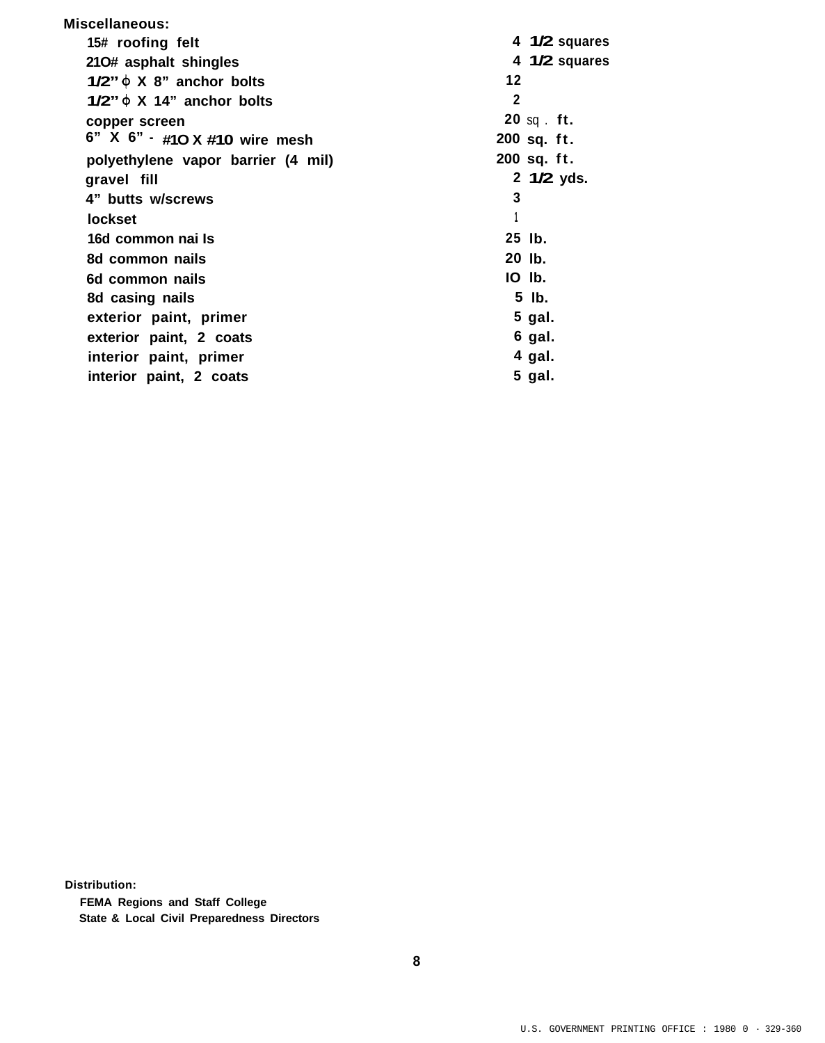**Miscellaneous:**

| | |
|---|---|
| 15# roofing felt | 4 1/2 squares |
| 210# asphalt shingles | 4 1/2 squares |
| 1/2" ϕ X 8" anchor bolts | 12 |
| 1/2" ϕ X 14" anchor bolts | 2 |
| copper screen | 20 sq. ft. |
| 6" X 6" - #10 X #10 wire mesh | 200 sq. ft. |
| polyethylene vapor barrier (4 mil) | 200 sq. ft. |
| gravel fill | 2 1/2 yds. |
| 4" butts w/screws | 3 |
| lockset | 1 |
| 16d common nails | 25 lb. |
| 8d common nails | 20 lb. |
| 6d common nails | 10 lb. |
| 8d casing nails | 5 lb. |
| exterior paint, primer | 5 gal. |
| exterior paint, 2 coats | 6 gal. |
| interior paint, primer | 4 gal. |
| interior paint, 2 coats | 5 gal. |

**Distribution:**

FEMA Regions and Staff College
State & Local Civil Preparedness Directors

U.S. GOVERNMENT PRINTING OFFICE : 1980 0 - 329-360